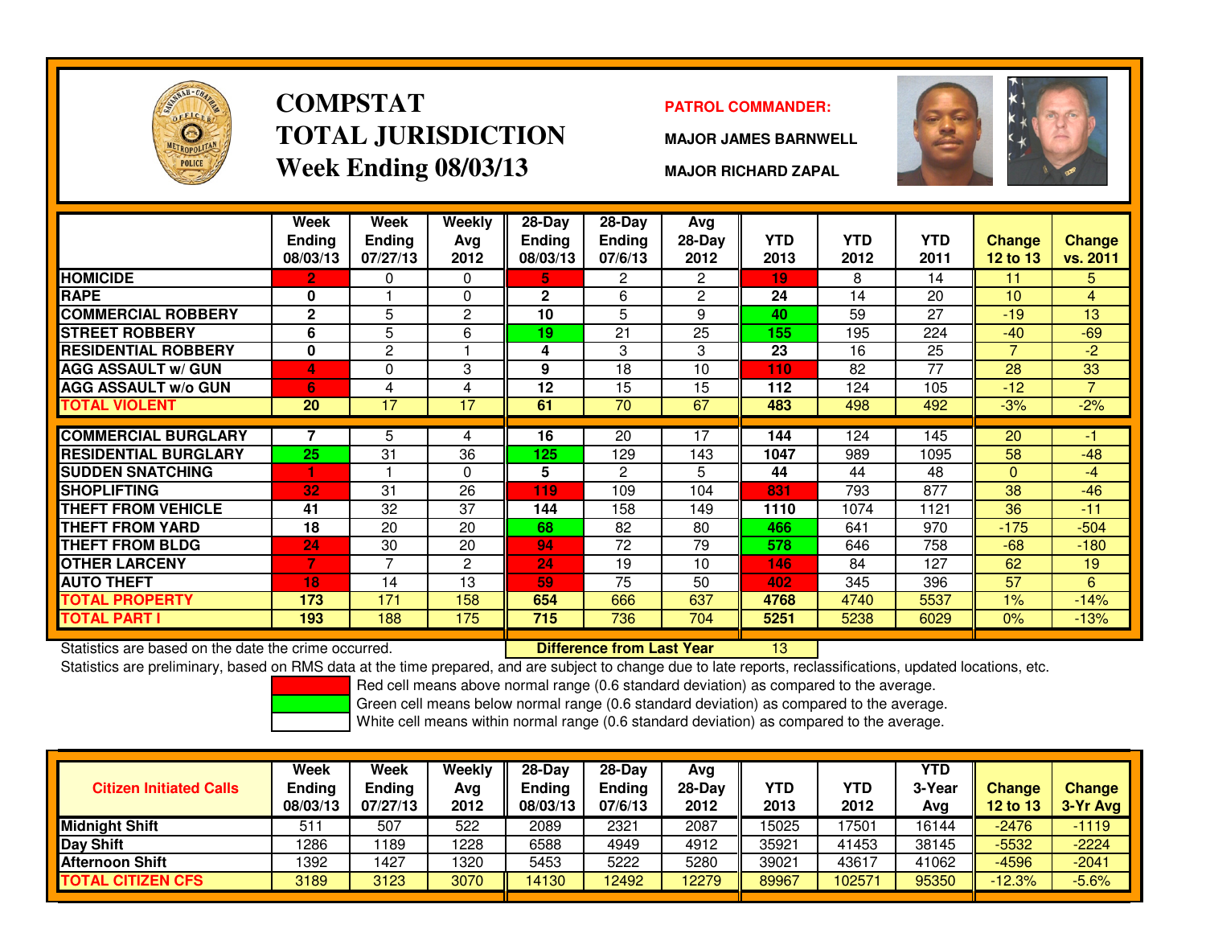# COMPSTAT
# TOTAL JURISDICTION
## Week Ending 08/03/13

**PATROL COMMANDER:**

**MAJOR JAMES BARNWELL**

**MAJOR RICHARD ZAPAL**

| | Week Ending 08/03/13 | Week Ending 07/27/13 | Weekly Avg 2012 | 28-Day Ending 08/03/13 | 28-Day Ending 07/6/13 | Avg 28-Day 2012 | YTD 2013 | YTD 2012 | YTD 2011 | Change 12 to 13 | Change vs. 2011 |
|---|---|---|---|---|---|---|---|---|---|---|---|
| HOMICIDE | 2 | 0 | 0 | 5 | 2 | 2 | 19 | 8 | 14 | 11 | 5 |
| RAPE | 0 | 1 | 0 | 2 | 6 | 2 | 24 | 14 | 20 | 10 | 4 |
| COMMERCIAL ROBBERY | 2 | 5 | 2 | 10 | 5 | 9 | 40 | 59 | 27 | -19 | 13 |
| STREET ROBBERY | 6 | 5 | 6 | 19 | 21 | 25 | 155 | 195 | 224 | -40 | -69 |
| RESIDENTIAL ROBBERY | 0 | 2 | 1 | 4 | 3 | 3 | 23 | 16 | 25 | 7 | -2 |
| AGG ASSAULT w/ GUN | 4 | 0 | 3 | 9 | 18 | 10 | 110 | 82 | 77 | 28 | 33 |
| AGG ASSAULT w/o GUN | 6 | 4 | 4 | 12 | 15 | 15 | 112 | 124 | 105 | -12 | 7 |
| TOTAL VIOLENT | 20 | 17 | 17 | 61 | 70 | 67 | 483 | 498 | 492 | -3% | -2% |
| COMMERCIAL BURGLARY | 7 | 5 | 4 | 16 | 20 | 17 | 144 | 124 | 145 | 20 | -1 |
| RESIDENTIAL BURGLARY | 25 | 31 | 36 | 125 | 129 | 143 | 1047 | 989 | 1095 | 58 | -48 |
| SUDDEN SNATCHING | 1 | 1 | 0 | 5 | 2 | 5 | 44 | 44 | 48 | 0 | -4 |
| SHOPLIFTING | 32 | 31 | 26 | 119 | 109 | 104 | 831 | 793 | 877 | 38 | -46 |
| THEFT FROM VEHICLE | 41 | 32 | 37 | 144 | 158 | 149 | 1110 | 1074 | 1121 | 36 | -11 |
| THEFT FROM YARD | 18 | 20 | 20 | 68 | 82 | 80 | 466 | 641 | 970 | -175 | -504 |
| THEFT FROM BLDG | 24 | 30 | 20 | 94 | 72 | 79 | 578 | 646 | 758 | -68 | -180 |
| OTHER LARCENY | 7 | 7 | 2 | 24 | 19 | 10 | 146 | 84 | 127 | 62 | 19 |
| AUTO THEFT | 18 | 14 | 13 | 59 | 75 | 50 | 402 | 345 | 396 | 57 | 6 |
| TOTAL PROPERTY | 173 | 171 | 158 | 654 | 666 | 637 | 4768 | 4740 | 5537 | 1% | -14% |
| TOTAL PART I | 193 | 188 | 175 | 715 | 736 | 704 | 5251 | 5238 | 6029 | 0% | -13% |

Statistics are based on the date the crime occurred. **Difference from Last Year** 13

Statistics are preliminary, based on RMS data at the time prepared, and are subject to change due to late reports, reclassifications, updated locations, etc.

Red cell means above normal range (0.6 standard deviation) as compared to the average.

Green cell means below normal range (0.6 standard deviation) as compared to the average.

White cell means within normal range (0.6 standard deviation) as compared to the average.

| Citizen Initiated Calls | Week Ending 08/03/13 | Week Ending 07/27/13 | Weekly Avg 2012 | 28-Day Ending 08/03/13 | 28-Day Ending 07/6/13 | Avg 28-Day 2012 | YTD 2013 | YTD 2012 | YTD 3-Year Avg | Change 12 to 13 | Change 3-Yr Avg |
|---|---|---|---|---|---|---|---|---|---|---|---|
| Midnight Shift | 511 | 507 | 522 | 2089 | 2321 | 2087 | 15025 | 17501 | 16144 | -2476 | -1119 |
| Day Shift | 1286 | 1189 | 1228 | 6588 | 4949 | 4912 | 35921 | 41453 | 38145 | -5532 | -2224 |
| Afternoon Shift | 1392 | 1427 | 1320 | 5453 | 5222 | 5280 | 39021 | 43617 | 41062 | -4596 | -2041 |
| TOTAL CITIZEN CFS | 3189 | 3123 | 3070 | 14130 | 12492 | 12279 | 89967 | 102571 | 95350 | -12.3% | -5.6% |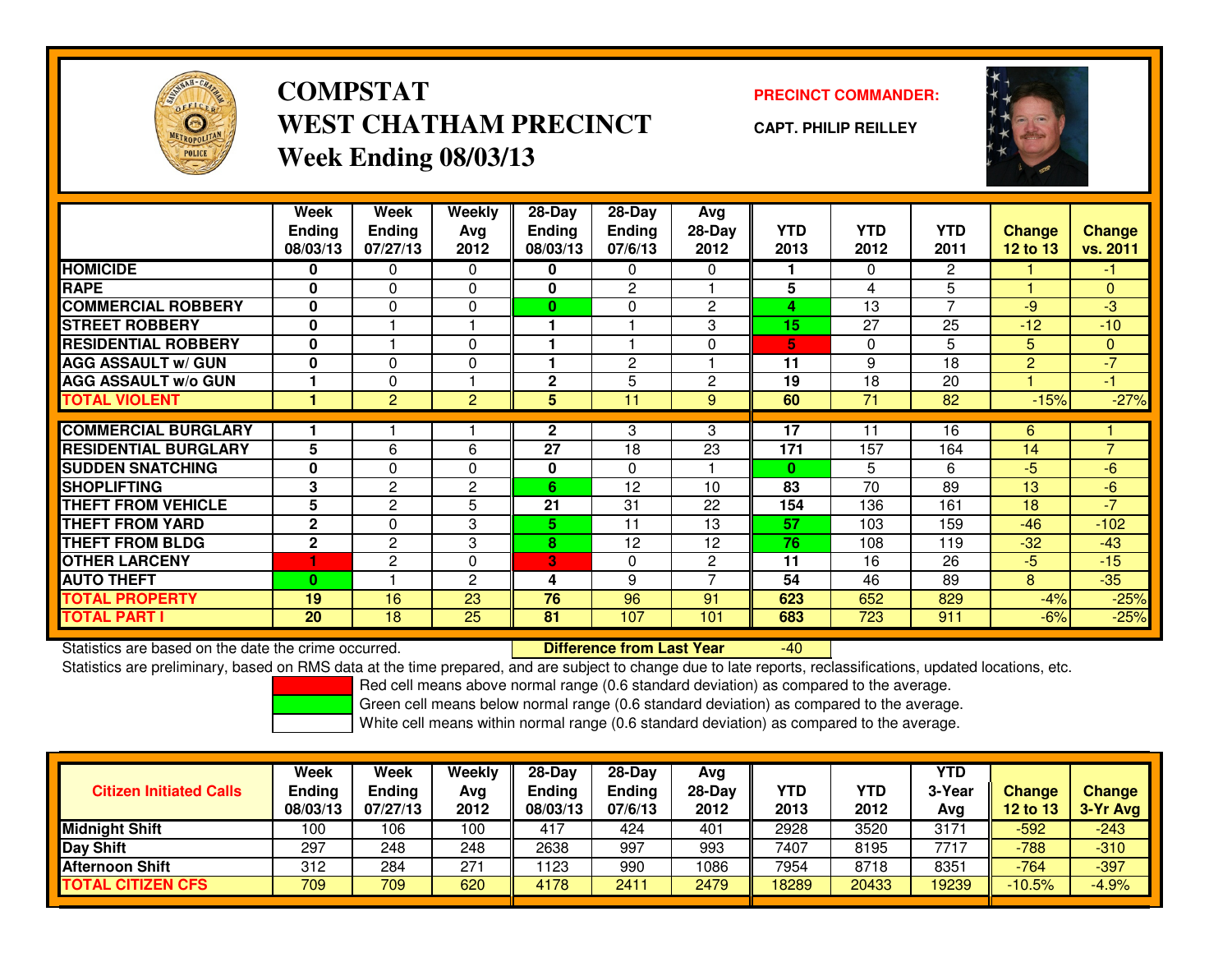# COMPSTAT
# WEST CHATHAM PRECINCT
## Week Ending 08/03/13

**PRECINCT COMMANDER:**

**CAPT. PHILIP REILLEY**

| | Week Ending 08/03/13 | Week Ending 07/27/13 | Weekly Avg 2012 | 28-Day Ending 08/03/13 | 28-Day Ending 07/6/13 | Avg 28-Day 2012 | YTD 2013 | YTD 2012 | YTD 2011 | Change 12 to 13 | Change vs. 2011 |
|---|---|---|---|---|---|---|---|---|---|---|---|
| HOMICIDE | 0 | 0 | 0 | 0 | 0 | 0 | 1 | 0 | 2 | 1 | -1 |
| RAPE | 0 | 0 | 0 | 0 | 2 | 1 | 5 | 4 | 5 | 1 | 0 |
| COMMERCIAL ROBBERY | 0 | 0 | 0 | 0 | 0 | 2 | 4 | 13 | 7 | -9 | -3 |
| STREET ROBBERY | 0 | 1 | 1 | 1 | 1 | 3 | 15 | 27 | 25 | -12 | -10 |
| RESIDENTIAL ROBBERY | 0 | 1 | 0 | 1 | 1 | 0 | 5 | 0 | 5 | 5 | 0 |
| AGG ASSAULT w/ GUN | 0 | 0 | 0 | 1 | 2 | 1 | 11 | 9 | 18 | 2 | -7 |
| AGG ASSAULT w/o GUN | 1 | 0 | 1 | 2 | 5 | 2 | 19 | 18 | 20 | 1 | -1 |
| TOTAL VIOLENT | 1 | 2 | 2 | 5 | 11 | 9 | 60 | 71 | 82 | -15% | -27% |
| COMMERCIAL BURGLARY | 1 | 1 | 1 | 2 | 3 | 3 | 17 | 11 | 16 | 6 | 1 |
| RESIDENTIAL BURGLARY | 5 | 6 | 6 | 27 | 18 | 23 | 171 | 157 | 164 | 14 | 7 |
| SUDDEN SNATCHING | 0 | 0 | 0 | 0 | 0 | 1 | 0 | 5 | 6 | -5 | -6 |
| SHOPLIFTING | 3 | 2 | 2 | 6 | 12 | 10 | 83 | 70 | 89 | 13 | -6 |
| THEFT FROM VEHICLE | 5 | 2 | 5 | 21 | 31 | 22 | 154 | 136 | 161 | 18 | -7 |
| THEFT FROM YARD | 2 | 0 | 3 | 5 | 11 | 13 | 57 | 103 | 159 | -46 | -102 |
| THEFT FROM BLDG | 2 | 2 | 3 | 8 | 12 | 12 | 76 | 108 | 119 | -32 | -43 |
| OTHER LARCENY | 1 | 2 | 0 | 3 | 0 | 2 | 11 | 16 | 26 | -5 | -15 |
| AUTO THEFT | 0 | 1 | 2 | 4 | 9 | 7 | 54 | 46 | 89 | 8 | -35 |
| TOTAL PROPERTY | 19 | 16 | 23 | 76 | 96 | 91 | 623 | 652 | 829 | -4% | -25% |
| TOTAL PART I | 20 | 18 | 25 | 81 | 107 | 101 | 683 | 723 | 911 | -6% | -25% |

Statistics are based on the date the crime occurred. **Difference from Last Year** -40

Statistics are preliminary, based on RMS data at the time prepared, and are subject to change due to late reports, reclassifications, updated locations, etc.

Red cell means above normal range (0.6 standard deviation) as compared to the average.

Green cell means below normal range (0.6 standard deviation) as compared to the average.

White cell means within normal range (0.6 standard deviation) as compared to the average.

| Citizen Initiated Calls | Week Ending 08/03/13 | Week Ending 07/27/13 | Weekly Avg 2012 | 28-Day Ending 08/03/13 | 28-Day Ending 07/6/13 | Avg 28-Day 2012 | YTD 2013 | YTD 2012 | YTD 3-Year Avg | Change 12 to 13 | Change 3-Yr Avg |
|---|---|---|---|---|---|---|---|---|---|---|---|
| Midnight Shift | 100 | 106 | 100 | 417 | 424 | 401 | 2928 | 3520 | 3171 | -592 | -243 |
| Day Shift | 297 | 248 | 248 | 2638 | 997 | 993 | 7407 | 8195 | 7717 | -788 | -310 |
| Afternoon Shift | 312 | 284 | 271 | 1123 | 990 | 1086 | 7954 | 8718 | 8351 | -764 | -397 |
| TOTAL CITIZEN CFS | 709 | 709 | 620 | 4178 | 2411 | 2479 | 18289 | 20433 | 19239 | -10.5% | -4.9% |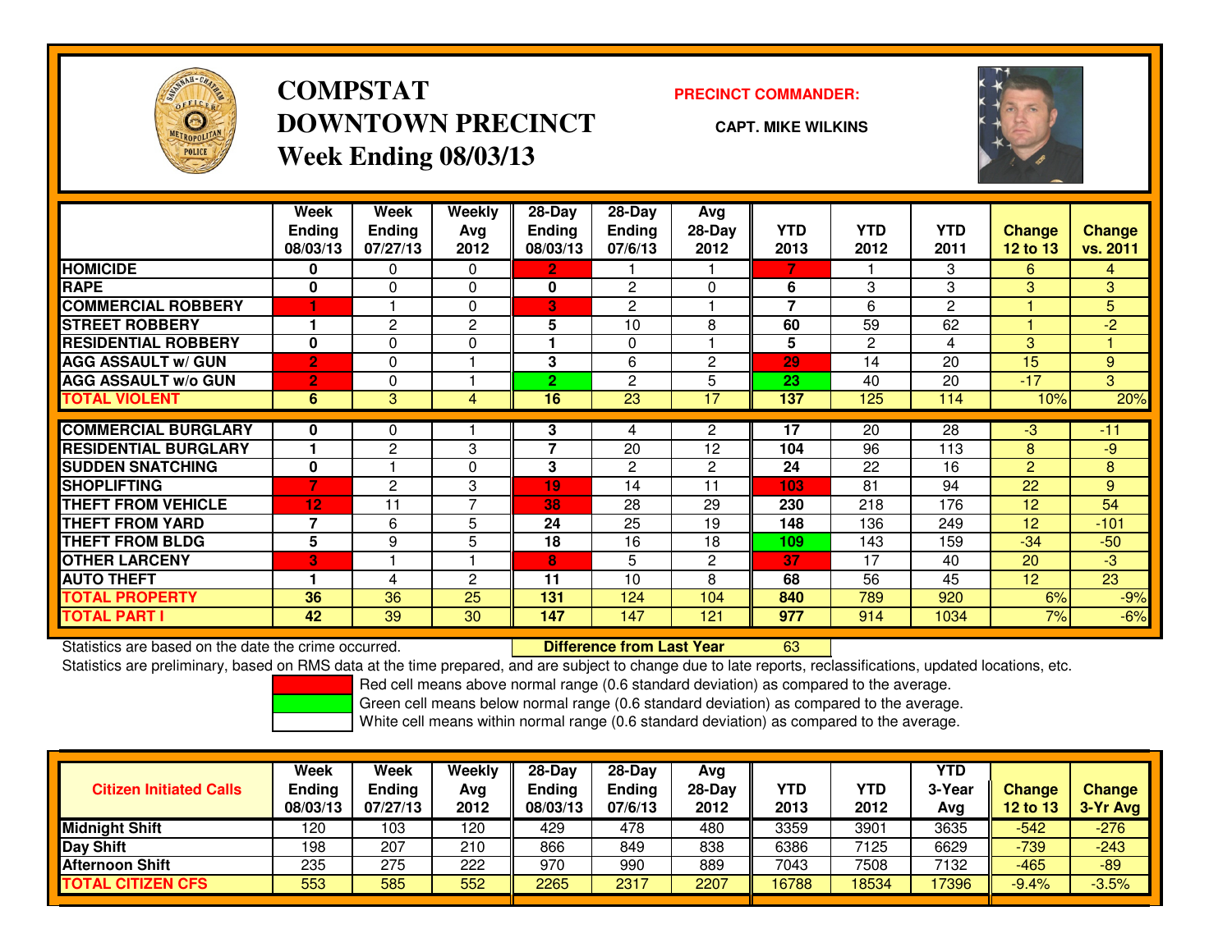# COMPSTAT
# DOWNTOWN PRECINCT
## Week Ending 08/03/13

**PRECINCT COMMANDER:**

**CAPT. MIKE WILKINS**

| | Week Ending 08/03/13 | Week Ending 07/27/13 | Weekly Avg 2012 | 28-Day Ending 08/03/13 | 28-Day Ending 07/6/13 | Avg 28-Day 2012 | YTD 2013 | YTD 2012 | YTD 2011 | Change 12 to 13 | Change vs. 2011 |
|---|---|---|---|---|---|---|---|---|---|---|---|
| HOMICIDE | 0 | 0 | 0 | 2 | 1 | 1 | 7 | 1 | 3 | 6 | 4 |
| RAPE | 0 | 0 | 0 | 0 | 2 | 0 | 6 | 3 | 3 | 3 | 3 |
| COMMERCIAL ROBBERY | 1 | 1 | 0 | 3 | 2 | 1 | 7 | 6 | 2 | 1 | 5 |
| STREET ROBBERY | 1 | 2 | 2 | 5 | 10 | 8 | 60 | 59 | 62 | 1 | -2 |
| RESIDENTIAL ROBBERY | 0 | 0 | 0 | 1 | 0 | 1 | 5 | 2 | 4 | 3 | 1 |
| AGG ASSAULT w/ GUN | 2 | 0 | 1 | 3 | 6 | 2 | 29 | 14 | 20 | 15 | 9 |
| AGG ASSAULT w/o GUN | 2 | 0 | 1 | 2 | 2 | 5 | 23 | 40 | 20 | -17 | 3 |
| TOTAL VIOLENT | 6 | 3 | 4 | 16 | 23 | 17 | 137 | 125 | 114 | 10% | 20% |
| COMMERCIAL BURGLARY | 0 | 0 | 1 | 3 | 4 | 2 | 17 | 20 | 28 | -3 | -11 |
| RESIDENTIAL BURGLARY | 1 | 2 | 3 | 7 | 20 | 12 | 104 | 96 | 113 | 8 | -9 |
| SUDDEN SNATCHING | 0 | 1 | 0 | 3 | 2 | 2 | 24 | 22 | 16 | 2 | 8 |
| SHOPLIFTING | 7 | 2 | 3 | 19 | 14 | 11 | 103 | 81 | 94 | 22 | 9 |
| THEFT FROM VEHICLE | 12 | 11 | 7 | 38 | 28 | 29 | 230 | 218 | 176 | 12 | 54 |
| THEFT FROM YARD | 7 | 6 | 5 | 24 | 25 | 19 | 148 | 136 | 249 | 12 | -101 |
| THEFT FROM BLDG | 5 | 9 | 5 | 18 | 16 | 18 | 109 | 143 | 159 | -34 | -50 |
| OTHER LARCENY | 3 | 1 | 1 | 8 | 5 | 2 | 37 | 17 | 40 | 20 | -3 |
| AUTO THEFT | 1 | 4 | 2 | 11 | 10 | 8 | 68 | 56 | 45 | 12 | 23 |
| TOTAL PROPERTY | 36 | 36 | 25 | 131 | 124 | 104 | 840 | 789 | 920 | 6% | -9% |
| TOTAL PART I | 42 | 39 | 30 | 147 | 147 | 121 | 977 | 914 | 1034 | 7% | -6% |

Statistics are based on the date the crime occurred. **Difference from Last Year** 63

Statistics are preliminary, based on RMS data at the time prepared, and are subject to change due to late reports, reclassifications, updated locations, etc.

Red cell means above normal range (0.6 standard deviation) as compared to the average.
Green cell means below normal range (0.6 standard deviation) as compared to the average.
White cell means within normal range (0.6 standard deviation) as compared to the average.

| Citizen Initiated Calls | Week Ending 08/03/13 | Week Ending 07/27/13 | Weekly Avg 2012 | 28-Day Ending 08/03/13 | 28-Day Ending 07/6/13 | Avg 28-Day 2012 | YTD 2013 | YTD 2012 | YTD 3-Year Avg | Change 12 to 13 | Change 3-Yr Avg |
|---|---|---|---|---|---|---|---|---|---|---|---|
| Midnight Shift | 120 | 103 | 120 | 429 | 478 | 480 | 3359 | 3901 | 3635 | -542 | -276 |
| Day Shift | 198 | 207 | 210 | 866 | 849 | 838 | 6386 | 7125 | 6629 | -739 | -243 |
| Afternoon Shift | 235 | 275 | 222 | 970 | 990 | 889 | 7043 | 7508 | 7132 | -465 | -89 |
| TOTAL CITIZEN CFS | 553 | 585 | 552 | 2265 | 2317 | 2207 | 16788 | 18534 | 17396 | -9.4% | -3.5% |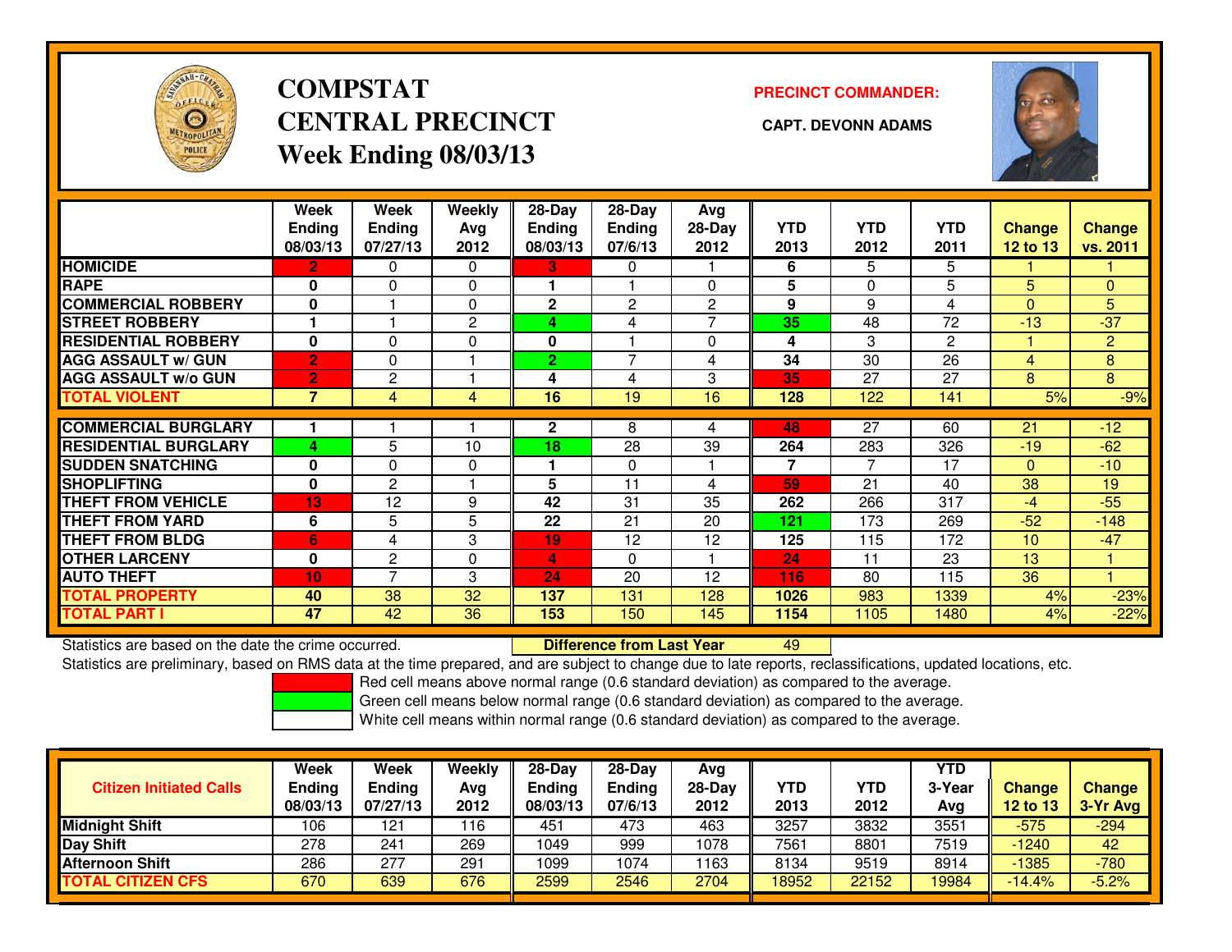# COMPSTAT
# CENTRAL PRECINCT
## Week Ending 08/03/13

**PRECINCT COMMANDER:**

**CAPT. DEVONN ADAMS**

| | Week Ending 08/03/13 | Week Ending 07/27/13 | Weekly Avg 2012 | 28-Day Ending 08/03/13 | 28-Day Ending 07/6/13 | Avg 28-Day 2012 | YTD 2013 | YTD 2012 | YTD 2011 | Change 12 to 13 | Change vs. 2011 |
|---|---|---|---|---|---|---|---|---|---|---|---|
| **HOMICIDE** | 2 | 0 | 0 | 3 | 0 | 1 | 6 | 5 | 5 | 1 | 1 |
| **RAPE** | 0 | 0 | 0 | 1 | 1 | 0 | 5 | 0 | 5 | 5 | 0 |
| **COMMERCIAL ROBBERY** | 0 | 1 | 0 | 2 | 2 | 2 | 9 | 9 | 4 | 0 | 5 |
| **STREET ROBBERY** | 1 | 1 | 2 | 4 | 4 | 7 | 35 | 48 | 72 | -13 | -37 |
| **RESIDENTIAL ROBBERY** | 0 | 0 | 0 | 0 | 1 | 0 | 4 | 3 | 2 | 1 | 2 |
| **AGG ASSAULT w/ GUN** | 2 | 0 | 1 | 2 | 7 | 4 | 34 | 30 | 26 | 4 | 8 |
| **AGG ASSAULT w/o GUN** | 2 | 2 | 1 | 4 | 4 | 3 | 35 | 27 | 27 | 8 | 8 |
| **TOTAL VIOLENT** | 7 | 4 | 4 | 16 | 19 | 16 | 128 | 122 | 141 | 5% | -9% |
| **COMMERCIAL BURGLARY** | 1 | 1 | 1 | 2 | 8 | 4 | 48 | 27 | 60 | 21 | -12 |
| **RESIDENTIAL BURGLARY** | 4 | 5 | 10 | 18 | 28 | 39 | 264 | 283 | 326 | -19 | -62 |
| **SUDDEN SNATCHING** | 0 | 0 | 0 | 1 | 0 | 1 | 7 | 7 | 17 | 0 | -10 |
| **SHOPLIFTING** | 0 | 2 | 1 | 5 | 11 | 4 | 59 | 21 | 40 | 38 | 19 |
| **THEFT FROM VEHICLE** | 13 | 12 | 9 | 42 | 31 | 35 | 262 | 266 | 317 | -4 | -55 |
| **THEFT FROM YARD** | 6 | 5 | 5 | 22 | 21 | 20 | 121 | 173 | 269 | -52 | -148 |
| **THEFT FROM BLDG** | 6 | 4 | 3 | 19 | 12 | 12 | 125 | 115 | 172 | 10 | -47 |
| **OTHER LARCENY** | 0 | 2 | 0 | 4 | 0 | 1 | 24 | 11 | 23 | 13 | 1 |
| **AUTO THEFT** | 10 | 7 | 3 | 24 | 20 | 12 | 116 | 80 | 115 | 36 | 1 |
| **TOTAL PROPERTY** | 40 | 38 | 32 | 137 | 131 | 128 | 1026 | 983 | 1339 | 4% | -23% |
| **TOTAL PART I** | 47 | 42 | 36 | 153 | 150 | 145 | 1154 | 1105 | 1480 | 4% | -22% |

Statistics are based on the date the crime occurred. **Difference from Last Year** 49

Statistics are preliminary, based on RMS data at the time prepared, and are subject to change due to late reports, reclassifications, updated locations, etc.

Red cell means above normal range (0.6 standard deviation) as compared to the average.
Green cell means below normal range (0.6 standard deviation) as compared to the average.
White cell means within normal range (0.6 standard deviation) as compared to the average.

| Citizen Initiated Calls | Week Ending 08/03/13 | Week Ending 07/27/13 | Weekly Avg 2012 | 28-Day Ending 08/03/13 | 28-Day Ending 07/6/13 | Avg 28-Day 2012 | YTD 2013 | YTD 2012 | YTD 3-Year Avg | Change 12 to 13 | Change 3-Yr Avg |
|---|---|---|---|---|---|---|---|---|---|---|---|
| **Midnight Shift** | 106 | 121 | 116 | 451 | 473 | 463 | 3257 | 3832 | 3551 | -575 | -294 |
| **Day Shift** | 278 | 241 | 269 | 1049 | 999 | 1078 | 7561 | 8801 | 7519 | -1240 | 42 |
| **Afternoon Shift** | 286 | 277 | 291 | 1099 | 1074 | 1163 | 8134 | 9519 | 8914 | -1385 | -780 |
| **TOTAL CITIZEN CFS** | 670 | 639 | 676 | 2599 | 2546 | 2704 | 18952 | 22152 | 19984 | -14.4% | -5.2% |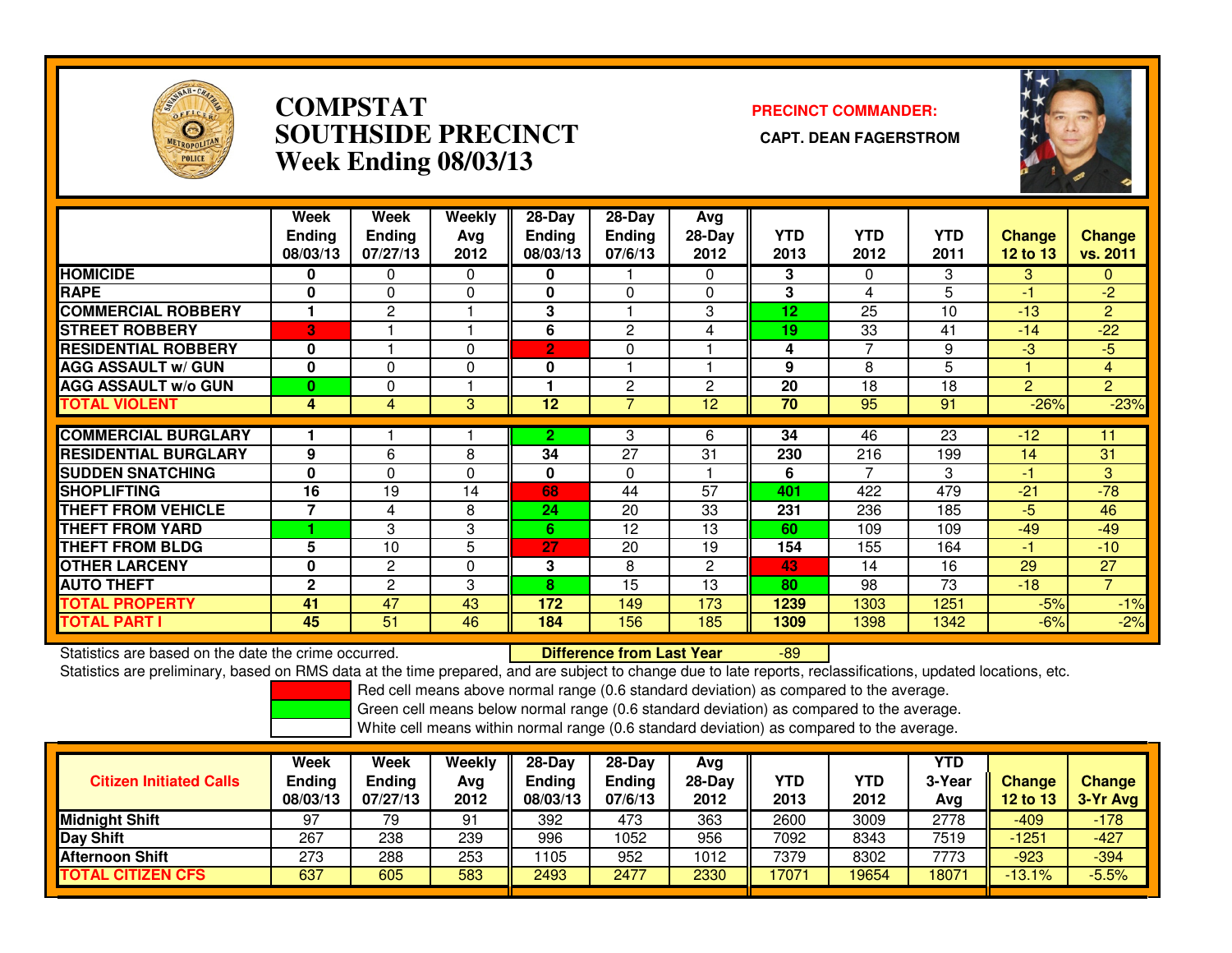# COMPSTAT
# SOUTHSIDE PRECINCT
## Week Ending 08/03/13

**PRECINCT COMMANDER:**

**CAPT. DEAN FAGERSTROM**

| | Week Ending 08/03/13 | Week Ending 07/27/13 | Weekly Avg 2012 | 28-Day Ending 08/03/13 | 28-Day Ending 07/6/13 | Avg 28-Day 2012 | YTD 2013 | YTD 2012 | YTD 2011 | Change 12 to 13 | Change vs. 2011 |
|---|---|---|---|---|---|---|---|---|---|---|---|
| HOMICIDE | 0 | 0 | 0 | 0 | 1 | 0 | 3 | 0 | 3 | 3 | 0 |
| RAPE | 0 | 0 | 0 | 0 | 0 | 0 | 3 | 4 | 5 | -1 | -2 |
| COMMERCIAL ROBBERY | 1 | 2 | 1 | 3 | 1 | 3 | 12 | 25 | 10 | -13 | 2 |
| STREET ROBBERY | 3 | 1 | 1 | 6 | 2 | 4 | 19 | 33 | 41 | -14 | -22 |
| RESIDENTIAL ROBBERY | 0 | 1 | 0 | 2 | 0 | 1 | 4 | 7 | 9 | -3 | -5 |
| AGG ASSAULT w/ GUN | 0 | 0 | 0 | 0 | 1 | 1 | 9 | 8 | 5 | 1 | 4 |
| AGG ASSAULT w/o GUN | 0 | 0 | 1 | 1 | 2 | 2 | 20 | 18 | 18 | 2 | 2 |
| TOTAL VIOLENT | 4 | 4 | 3 | 12 | 7 | 12 | 70 | 95 | 91 | -26% | -23% |
| COMMERCIAL BURGLARY | 1 | 1 | 1 | 2 | 3 | 6 | 34 | 46 | 23 | -12 | 11 |
| RESIDENTIAL BURGLARY | 9 | 6 | 8 | 34 | 27 | 31 | 230 | 216 | 199 | 14 | 31 |
| SUDDEN SNATCHING | 0 | 0 | 0 | 0 | 0 | 1 | 6 | 7 | 3 | -1 | 3 |
| SHOPLIFTING | 16 | 19 | 14 | 68 | 44 | 57 | 401 | 422 | 479 | -21 | -78 |
| THEFT FROM VEHICLE | 7 | 4 | 8 | 24 | 20 | 33 | 231 | 236 | 185 | -5 | 46 |
| THEFT FROM YARD | 1 | 3 | 3 | 6 | 12 | 13 | 60 | 109 | 109 | -49 | -49 |
| THEFT FROM BLDG | 5 | 10 | 5 | 27 | 20 | 19 | 154 | 155 | 164 | -1 | -10 |
| OTHER LARCENY | 0 | 2 | 0 | 3 | 8 | 2 | 43 | 14 | 16 | 29 | 27 |
| AUTO THEFT | 2 | 2 | 3 | 8 | 15 | 13 | 80 | 98 | 73 | -18 | 7 |
| TOTAL PROPERTY | 41 | 47 | 43 | 172 | 149 | 173 | 1239 | 1303 | 1251 | -5% | -1% |
| TOTAL PART I | 45 | 51 | 46 | 184 | 156 | 185 | 1309 | 1398 | 1342 | -6% | -2% |

Statistics are based on the date the crime occurred. **Difference from Last Year** -89

Statistics are preliminary, based on RMS data at the time prepared, and are subject to change due to late reports, reclassifications, updated locations, etc.

Red cell means above normal range (0.6 standard deviation) as compared to the average.

Green cell means below normal range (0.6 standard deviation) as compared to the average.

White cell means within normal range (0.6 standard deviation) as compared to the average.

| Citizen Initiated Calls | Week Ending 08/03/13 | Week Ending 07/27/13 | Weekly Avg 2012 | 28-Day Ending 08/03/13 | 28-Day Ending 07/6/13 | Avg 28-Day 2012 | YTD 2013 | YTD 2012 | YTD 3-Year Avg | Change 12 to 13 | Change 3-Yr Avg |
|---|---|---|---|---|---|---|---|---|---|---|---|
| Midnight Shift | 97 | 79 | 91 | 392 | 473 | 363 | 2600 | 3009 | 2778 | -409 | -178 |
| Day Shift | 267 | 238 | 239 | 996 | 1052 | 956 | 7092 | 8343 | 7519 | -1251 | -427 |
| Afternoon Shift | 273 | 288 | 253 | 1105 | 952 | 1012 | 7379 | 8302 | 7773 | -923 | -394 |
| TOTAL CITIZEN CFS | 637 | 605 | 583 | 2493 | 2477 | 2330 | 17071 | 19654 | 18071 | -13.1% | -5.5% |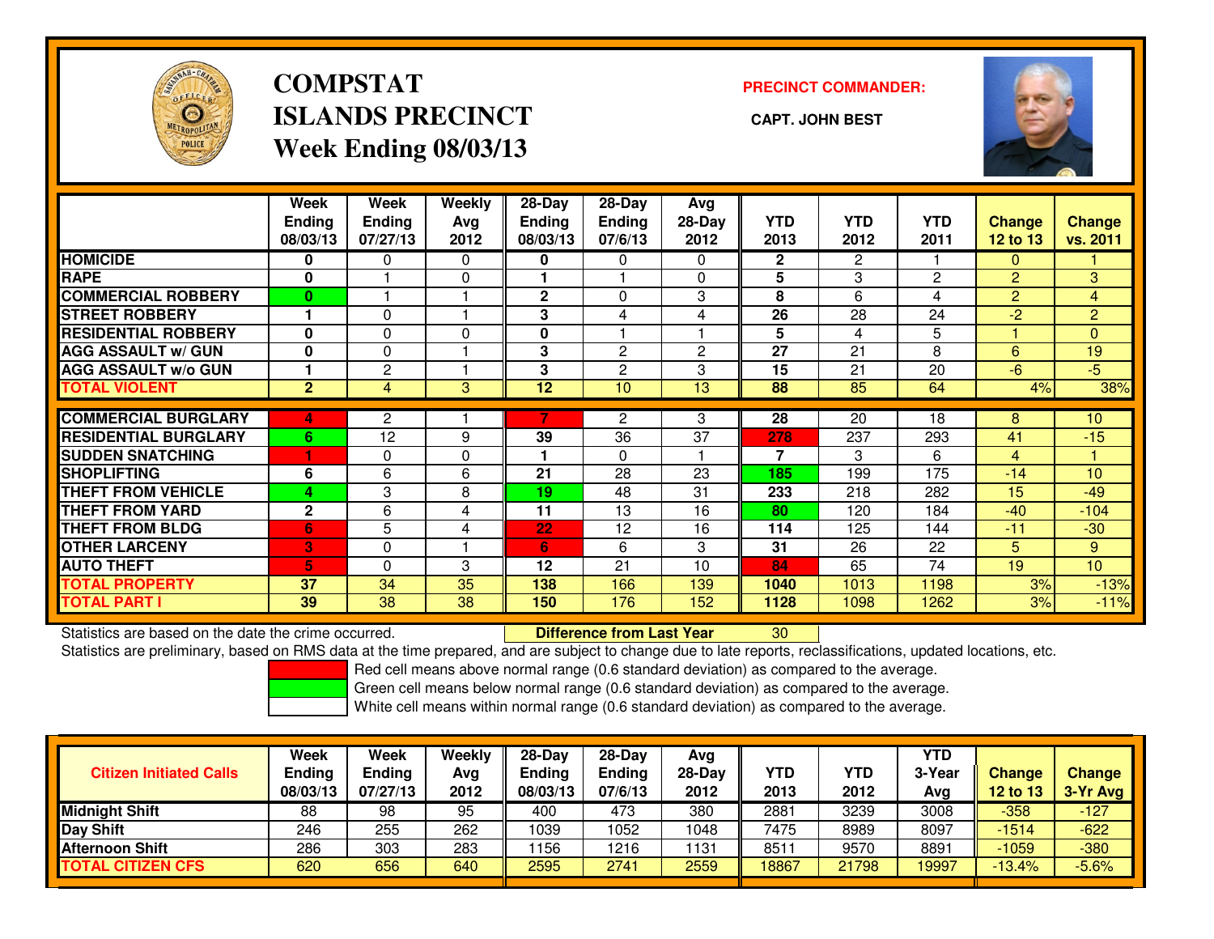# COMPSTAT
# ISLANDS PRECINCT
# Week Ending 08/03/13

**PRECINCT COMMANDER:**

**CAPT. JOHN BEST**

| | Week Ending 08/03/13 | Week Ending 07/27/13 | Weekly Avg 2012 | 28-Day Ending 08/03/13 | 28-Day Ending 07/6/13 | Avg 28-Day 2012 | YTD 2013 | YTD 2012 | YTD 2011 | Change 12 to 13 | Change vs. 2011 |
|---|---|---|---|---|---|---|---|---|---|---|---|
| HOMICIDE | 0 | 0 | 0 | 0 | 0 | 0 | 2 | 2 | 1 | 0 | 1 |
| RAPE | 0 | 1 | 0 | 1 | 1 | 0 | 5 | 3 | 2 | 2 | 3 |
| COMMERCIAL ROBBERY | 0 | 1 | 1 | 2 | 0 | 3 | 8 | 6 | 4 | 2 | 4 |
| STREET ROBBERY | 1 | 0 | 1 | 3 | 4 | 4 | 26 | 28 | 24 | -2 | 2 |
| RESIDENTIAL ROBBERY | 0 | 0 | 0 | 0 | 1 | 1 | 5 | 4 | 5 | 1 | 0 |
| AGG ASSAULT w/ GUN | 0 | 0 | 1 | 3 | 2 | 2 | 27 | 21 | 8 | 6 | 19 |
| AGG ASSAULT w/o GUN | 1 | 2 | 1 | 3 | 2 | 3 | 15 | 21 | 20 | -6 | -5 |
| TOTAL VIOLENT | 2 | 4 | 3 | 12 | 10 | 13 | 88 | 85 | 64 | 4% | 38% |
| COMMERCIAL BURGLARY | 4 | 2 | 1 | 7 | 2 | 3 | 28 | 20 | 18 | 8 | 10 |
| RESIDENTIAL BURGLARY | 6 | 12 | 9 | 39 | 36 | 37 | 278 | 237 | 293 | 41 | -15 |
| SUDDEN SNATCHING | 1 | 0 | 0 | 1 | 0 | 1 | 7 | 3 | 6 | 4 | 1 |
| SHOPLIFTING | 6 | 6 | 6 | 21 | 28 | 23 | 185 | 199 | 175 | -14 | 10 |
| THEFT FROM VEHICLE | 4 | 3 | 8 | 19 | 48 | 31 | 233 | 218 | 282 | 15 | -49 |
| THEFT FROM YARD | 2 | 6 | 4 | 11 | 13 | 16 | 80 | 120 | 184 | -40 | -104 |
| THEFT FROM BLDG | 6 | 5 | 4 | 22 | 12 | 16 | 114 | 125 | 144 | -11 | -30 |
| OTHER LARCENY | 3 | 0 | 1 | 6 | 6 | 3 | 31 | 26 | 22 | 5 | 9 |
| AUTO THEFT | 5 | 0 | 3 | 12 | 21 | 10 | 84 | 65 | 74 | 19 | 10 |
| TOTAL PROPERTY | 37 | 34 | 35 | 138 | 166 | 139 | 1040 | 1013 | 1198 | 3% | -13% |
| TOTAL PART I | 39 | 38 | 38 | 150 | 176 | 152 | 1128 | 1098 | 1262 | 3% | -11% |

Statistics are based on the date the crime occurred. **Difference from Last Year** 30

Statistics are preliminary, based on RMS data at the time prepared, and are subject to change due to late reports, reclassifications, updated locations, etc.

Red cell means above normal range (0.6 standard deviation) as compared to the average.

Green cell means below normal range (0.6 standard deviation) as compared to the average.

White cell means within normal range (0.6 standard deviation) as compared to the average.

| Citizen Initiated Calls | Week Ending 08/03/13 | Week Ending 07/27/13 | Weekly Avg 2012 | 28-Day Ending 08/03/13 | 28-Day Ending 07/6/13 | Avg 28-Day 2012 | YTD 2013 | YTD 2012 | YTD 3-Year Avg | Change 12 to 13 | Change 3-Yr Avg |
|---|---|---|---|---|---|---|---|---|---|---|---|
| Midnight Shift | 88 | 98 | 95 | 400 | 473 | 380 | 2881 | 3239 | 3008 | -358 | -127 |
| Day Shift | 246 | 255 | 262 | 1039 | 1052 | 1048 | 7475 | 8989 | 8097 | -1514 | -622 |
| Afternoon Shift | 286 | 303 | 283 | 1156 | 1216 | 1131 | 8511 | 9570 | 8891 | -1059 | -380 |
| TOTAL CITIZEN CFS | 620 | 656 | 640 | 2595 | 2741 | 2559 | 18867 | 21798 | 19997 | -13.4% | -5.6% |